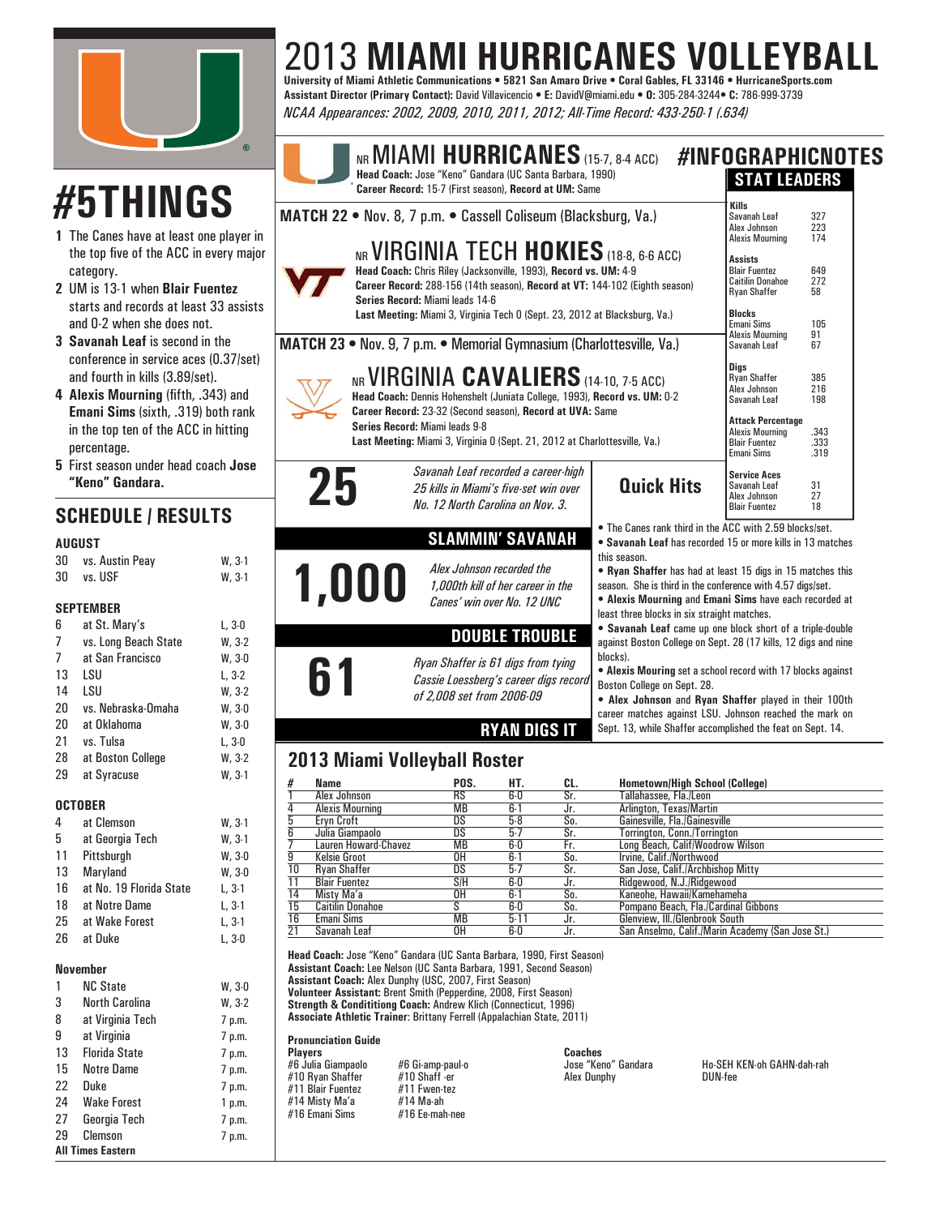# 2013 MIAMI HURRICANES VOLLEYBALL

**University of Miami Athletic Communications • 5821 San Amaro Drive • Coral Gables, FL 33146 • HurricaneSports.com**
**Assistant Director (Primary Contact):** David Villavicencio • **E:** DavidV@miami.edu • **O:** 305-284-3244• **C:** 786-999-3739
*NCAA Appearances: 2002, 2009, 2010, 2011, 2012; All-Time Record: 433-250-1 (.634)*

## #5THINGS

1. The Canes have at least one player in the top five of the ACC in every major category.
2. UM is 13-1 when **Blair Fuentez** starts and records at least 33 assists and 0-2 when she does not.
3. **Savanah Leaf** is second in the conference in service aces (0.37/set) and fourth in kills (3.89/set).
4. **Alexis Mourning** (fifth, .343) and **Emani Sims** (sixth, .319) both rank in the top ten of the ACC in hitting percentage.
5. First season under head coach **Jose "Keno" Gandara.**

## SCHEDULE / RESULTS

**AUGUST**

| Date | Opponent | Result |
|---|---|---|
| 30 | vs. Austin Peay | W, 3-1 |
| 30 | vs. USF | W, 3-1 |

**SEPTEMBER**

| Date | Opponent | Result |
|---|---|---|
| 6 | at St. Mary's | L, 3-0 |
| 7 | vs. Long Beach State | W, 3-2 |
| 7 | at San Francisco | W, 3-0 |
| 13 | LSU | L, 3-2 |
| 14 | LSU | W, 3-2 |
| 20 | vs. Nebraska-Omaha | W, 3-0 |
| 20 | at Oklahoma | W, 3-0 |
| 21 | vs. Tulsa | L, 3-0 |
| 28 | at Boston College | W, 3-2 |
| 29 | at Syracuse | W, 3-1 |

**OCTOBER**

| Date | Opponent | Result |
|---|---|---|
| 4 | at Clemson | W, 3-1 |
| 5 | at Georgia Tech | W, 3-1 |
| 11 | Pittsburgh | W, 3-0 |
| 13 | Maryland | W, 3-0 |
| 16 | at No. 19 Florida State | L, 3-1 |
| 18 | at Notre Dame | L, 3-1 |
| 25 | at Wake Forest | L, 3-1 |
| 26 | at Duke | L, 3-0 |

**November**

| Date | Opponent | Result |
|---|---|---|
| 1 | NC State | W, 3-0 |
| 3 | North Carolina | W, 3-2 |
| 8 | at Virginia Tech | 7 p.m. |
| 9 | at Virginia | 7 p.m. |
| 13 | Florida State | 7 p.m. |
| 15 | Notre Dame | 7 p.m. |
| 22 | Duke | 7 p.m. |
| 24 | Wake Forest | 1 p.m. |
| 27 | Georgia Tech | 7 p.m. |
| 29 | Clemson | 7 p.m. |

**All Times Eastern**

## NR MIAMI HURRICANES (15-7, 8-4 ACC)

**Head Coach:** Jose "Keno" Gandara (UC Santa Barbara, 1990)
**Career Record:** 15-7 (First season), **Record at UM:** Same

### MATCH 22 • Nov. 8, 7 p.m. • Cassell Coliseum (Blacksburg, Va.)

## NR VIRGINIA TECH HOKIES (18-8, 6-6 ACC)

**Head Coach:** Chris Riley (Jacksonville, 1993), **Record vs. UM:** 4-9
**Career Record:** 288-156 (14th season), **Record at VT:** 144-102 (Eighth season)
**Series Record:** Miami leads 14-6
**Last Meeting:** Miami 3, Virginia Tech 0 (Sept. 23, 2012 at Blacksburg, Va.)

### MATCH 23 • Nov. 9, 7 p.m. • Memorial Gymnasium (Charlottesville, Va.)

## NR VIRGINIA CAVALIERS (14-10, 7-5 ACC)

**Head Coach:** Dennis Hohenshelt (Juniata College, 1993), **Record vs. UM:** 0-2
**Career Record:** 23-32 (Second season), **Record at UVA:** Same
**Series Record:** Miami leads 9-8
**Last Meeting:** Miami 3, Virginia 0 (Sept. 21, 2012 at Charlottesville, Va.)

## #INFOGRAPHICNOTES

**25** — *Savanah Leaf recorded a career-high 25 kills in Miami's five-set win over No. 12 North Carolina on Nov. 3.*

**SLAMMIN' SAVANAH**

**1,000** — *Alex Johnson recorded the 1,000th kill of her career in the Canes' win over No. 12 UNC*

**DOUBLE TROUBLE**

**61** — *Ryan Shaffer is 61 digs from tying Cassie Loessberg's career digs record of 2,008 set from 2006-09*

**RYAN DIGS IT**

### STAT LEADERS

| Category | Player | Stat |
|---|---|---|
| **Kills** | Savanah Leaf | 327 |
| | Alex Johnson | 223 |
| | Alexis Mourning | 174 |
| **Assists** | Blair Fuentez | 649 |
| | Caitilin Donahoe | 272 |
| | Ryan Shaffer | 58 |
| **Blocks** | Emani Sims | 105 |
| | Alexis Mourning | 91 |
| | Savanah Leaf | 67 |
| **Digs** | Ryan Shaffer | 385 |
| | Alex Johnson | 216 |
| | Savanah Leaf | 198 |
| **Attack Percentage** | Alexis Mourning | .343 |
| | Blair Fuentez | .333 |
| | Emani Sims | .319 |
| **Service Aces** | Savanah Leaf | 31 |
| | Alex Johnson | 27 |
| | Blair Fuentez | 18 |

### Quick Hits

- The Canes rank third in the ACC with 2.59 blocks/set.
- **Savanah Leaf** has recorded 15 or more kills in 13 matches this season.
- **Ryan Shaffer** has had at least 15 digs in 15 matches this season. She is third in the conference with 4.57 digs/set.
- **Alexis Mourning** and **Emani Sims** have each recorded at least three blocks in six straight matches.
- **Savanah Leaf** came up one block short of a triple-double against Boston College on Sept. 28 (17 kills, 12 digs and nine blocks).
- **Alexis Mouring** set a school record with 17 blocks against Boston College on Sept. 28.
- **Alex Johnson** and **Ryan Shaffer** played in their 100th career matches against LSU. Johnson reached the mark on Sept. 13, while Shaffer accomplished the feat on Sept. 14.

## 2013 Miami Volleyball Roster

| # | Name | POS. | HT. | CL. | Hometown/High School (College) |
|---|---|---|---|---|---|
| 1 | Alex Johnson | RS | 6-0 | Sr. | Tallahassee, Fla./Leon |
| 4 | Alexis Mourning | MB | 6-1 | Jr. | Arlington, Texas/Martin |
| 5 | Eryn Croft | DS | 5-8 | So. | Gainesville, Fla./Gainesville |
| 6 | Julia Giampaolo | DS | 5-7 | Sr. | Torrington, Conn./Torrington |
| 7 | Lauren Howard-Chavez | MB | 6-0 | Fr. | Long Beach, Calif/Woodrow Wilson |
| 9 | Kelsie Groot | OH | 6-1 | So. | Irvine, Calif./Northwood |
| 10 | Ryan Shaffer | DS | 5-7 | Sr. | San Jose, Calif./Archbishop Mitty |
| 11 | Blair Fuentez | S/H | 6-0 | Jr. | Ridgewood, N.J./Ridgewood |
| 14 | Misty Ma'a | OH | 6-1 | So. | Kaneohe, Hawaii/Kamehameha |
| 15 | Caitilin Donahoe | S | 6-0 | So. | Pompano Beach, Fla./Cardinal Gibbons |
| 16 | Emani Sims | MB | 5-11 | Jr. | Glenview, Ill./Glenbrook South |
| 21 | Savanah Leaf | OH | 6-0 | Jr. | San Anselmo, Calif./Marin Academy (San Jose St.) |

**Head Coach:** Jose "Keno" Gandara (UC Santa Barbara, 1990, First Season)
**Assistant Coach:** Lee Nelson (UC Santa Barbara, 1991, Second Season)
**Assistant Coach:** Alex Dunphy (USC, 2007, First Season)
**Volunteer Assistant:** Brent Smith (Pepperdine, 2008, First Season)
**Strength & Condititiong Coach:** Andrew Klich (Connecticut, 1996)
**Associate Athletic Trainer:** Brittany Ferrell (Appalachian State, 2011)

### Pronunciation Guide

**Players**

| Player | Pronunciation |
|---|---|
| #6 Julia Giampaolo | #6 Gi-amp-paul-o |
| #10 Ryan Shaffer | #10 Shaff -er |
| #11 Blair Fuentez | #11 Fwen-tez |
| #14 Misty Ma'a | #14 Ma-ah |
| #16 Emani Sims | #16 Ee-mah-nee |

**Coaches**

| Coach | Pronunciation |
|---|---|
| Jose "Keno" Gandara | Ho-SEH KEN-oh GAHN-dah-rah |
| Alex Dunphy | DUN-fee |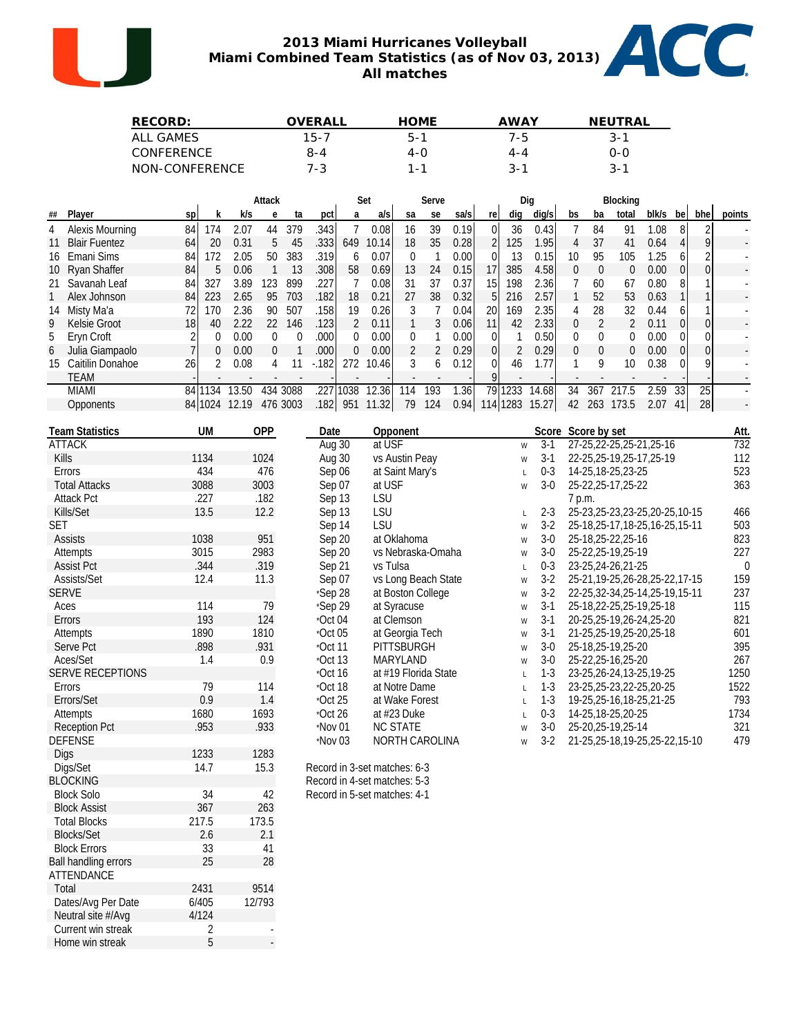# 2013 Miami Hurricanes Volleyball
## Miami Combined Team Statistics (as of Nov 03, 2013)
### All matches

| RECORD: | OVERALL | HOME | AWAY | NEUTRAL |
|---|---|---|---|---|
| ALL GAMES | 15-7 | 5-1 | 7-5 | 3-1 |
| CONFERENCE | 8-4 | 4-0 | 4-4 | 0-0 |
| NON-CONFERENCE | 7-3 | 1-1 | 3-1 | 3-1 |

| | | | Attack | | | | | Set | | Serve | | | | Dig | | | Blocking | | | | | | |
|---|---|---|---|---|---|---|---|---|---|---|---|---|---|---|---|---|---|---|---|---|---|---|---|
| ## | Player | sp | k | k/s | e | ta | pct | a | a/s | sa | se | sa/s | re | dig | dig/s | bs | ba | total | blk/s | be | bhe | points |
| 4 | Alexis Mourning | 84 | 174 | 2.07 | 44 | 379 | .343 | 7 | 0.08 | 16 | 39 | 0.19 | 0 | 36 | 0.43 | 7 | 84 | 91 | 1.08 | 8 | 2 | - |
| 11 | Blair Fuentez | 64 | 20 | 0.31 | 5 | 45 | .333 | 649 | 10.14 | 18 | 35 | 0.28 | 2 | 125 | 1.95 | 4 | 37 | 41 | 0.64 | 4 | 9 | - |
| 16 | Emani Sims | 84 | 172 | 2.05 | 50 | 383 | .319 | 6 | 0.07 | 0 | 1 | 0.00 | 0 | 13 | 0.15 | 10 | 95 | 105 | 1.25 | 6 | 2 | - |
| 10 | Ryan Shaffer | 84 | 5 | 0.06 | 1 | 13 | .308 | 58 | 0.69 | 13 | 24 | 0.15 | 17 | 385 | 4.58 | 0 | 0 | 0 | 0.00 | 0 | 0 | - |
| 21 | Savanah Leaf | 84 | 327 | 3.89 | 123 | 899 | .227 | 7 | 0.08 | 31 | 37 | 0.37 | 15 | 198 | 2.36 | 7 | 60 | 67 | 0.80 | 8 | 1 | - |
| 1 | Alex Johnson | 84 | 223 | 2.65 | 95 | 703 | .182 | 18 | 0.21 | 27 | 38 | 0.32 | 5 | 216 | 2.57 | 1 | 52 | 53 | 0.63 | 1 | 1 | - |
| 14 | Misty Ma'a | 72 | 170 | 2.36 | 90 | 507 | .158 | 19 | 0.26 | 3 | 7 | 0.04 | 20 | 169 | 2.35 | 4 | 28 | 32 | 0.44 | 6 | 1 | - |
| 9 | Kelsie Groot | 18 | 40 | 2.22 | 22 | 146 | .123 | 2 | 0.11 | 1 | 3 | 0.06 | 11 | 42 | 2.33 | 0 | 2 | 2 | 0.11 | 0 | 0 | - |
| 5 | Eryn Croft | 2 | 0 | 0.00 | 0 | 0 | .000 | 0 | 0.00 | 0 | 1 | 0.00 | 0 | 1 | 0.50 | 0 | 0 | 0 | 0.00 | 0 | 0 | - |
| 6 | Julia Giampaolo | 7 | 0 | 0.00 | 0 | 1 | .000 | 0 | 0.00 | 2 | 2 | 0.29 | 0 | 2 | 0.29 | 0 | 0 | 0 | 0.00 | 0 | 0 | - |
| 15 | Caitilin Donahoe | 26 | 2 | 0.08 | 4 | 11 | -.182 | 272 | 10.46 | 3 | 6 | 0.12 | 0 | 46 | 1.77 | 1 | 9 | 10 | 0.38 | 0 | 9 | - |
| | TEAM | - | - | - | - | - | - | - | - | - | - | - | 9 | - | - | - | - | - | - | - | - | - |
| | MIAMI | 84 | 1134 | 13.50 | 434 | 3088 | .227 | 1038 | 12.36 | 114 | 193 | 1.36 | 79 | 1233 | 14.68 | 34 | 367 | 217.5 | 2.59 | 33 | 25 | - |
| | Opponents | 84 | 1024 | 12.19 | 476 | 3003 | .182 | 951 | 11.32 | 79 | 124 | 0.94 | 114 | 1283 | 15.27 | 42 | 263 | 173.5 | 2.07 | 41 | 28 | - |

| Team Statistics | UM | OPP |
|---|---|---|
| ATTACK | | |
| Kills | 1134 | 1024 |
| Errors | 434 | 476 |
| Total Attacks | 3088 | 3003 |
| Attack Pct | .227 | .182 |
| Kills/Set | 13.5 | 12.2 |
| SET | | |
| Assists | 1038 | 951 |
| Attempts | 3015 | 2983 |
| Assist Pct | .344 | .319 |
| Assists/Set | 12.4 | 11.3 |
| SERVE | | |
| Aces | 114 | 79 |
| Errors | 193 | 124 |
| Attempts | 1890 | 1810 |
| Serve Pct | .898 | .931 |
| Aces/Set | 1.4 | 0.9 |
| SERVE RECEPTIONS | | |
| Errors | 79 | 114 |
| Errors/Set | 0.9 | 1.4 |
| Attempts | 1680 | 1693 |
| Reception Pct | .953 | .933 |
| DEFENSE | | |
| Digs | 1233 | 1283 |
| Digs/Set | 14.7 | 15.3 |
| BLOCKING | | |
| Block Solo | 34 | 42 |
| Block Assist | 367 | 263 |
| Total Blocks | 217.5 | 173.5 |
| Blocks/Set | 2.6 | 2.1 |
| Block Errors | 33 | 41 |
| Ball handling errors | 25 | 28 |
| ATTENDANCE | | |
| Total | 2431 | 9514 |
| Dates/Avg Per Date | 6/405 | 12/793 |
| Neutral site #/Avg | 4/124 | |
| Current win streak | 2 | - |
| Home win streak | 5 | - |

| Date | Opponent | | Score | Score by set | Att. |
|---|---|---|---|---|---|
| Aug 30 | at USF | W | 3-1 | 27-25,22-25,25-21,25-16 | 732 |
| Aug 30 | vs Austin Peay | W | 3-1 | 22-25,25-19,25-17,25-19 | 112 |
| Sep 06 | at Saint Mary's | L | 0-3 | 14-25,18-25,23-25 | 523 |
| Sep 07 | at USF | W | 3-0 | 25-22,25-17,25-22 | 363 |
| Sep 13 | LSU | | | 7 p.m. | |
| Sep 13 | LSU | L | 2-3 | 25-23,25-23,23-25,20-25,10-15 | 466 |
| Sep 14 | LSU | W | 3-2 | 25-18,25-17,18-25,16-25,15-11 | 503 |
| Sep 20 | at Oklahoma | W | 3-0 | 25-18,25-22,25-16 | 823 |
| Sep 20 | vs Nebraska-Omaha | W | 3-0 | 25-22,25-19,25-19 | 227 |
| Sep 21 | vs Tulsa | L | 0-3 | 23-25,24-26,21-25 | 0 |
| Sep 07 | vs Long Beach State | W | 3-2 | 25-21,19-25,26-28,25-22,17-15 | 159 |
| *Sep 28 | at Boston College | W | 3-2 | 22-25,32-34,25-14,25-19,15-11 | 237 |
| *Sep 29 | at Syracuse | W | 3-1 | 25-18,22-25,25-19,25-18 | 115 |
| *Oct 04 | at Clemson | W | 3-1 | 20-25,25-19,26-24,25-20 | 821 |
| *Oct 05 | at Georgia Tech | W | 3-1 | 21-25,25-19,25-20,25-18 | 601 |
| *Oct 11 | PITTSBURGH | W | 3-0 | 25-18,25-19,25-20 | 395 |
| *Oct 13 | MARYLAND | W | 3-0 | 25-22,25-16,25-20 | 267 |
| *Oct 16 | at #19 Florida State | L | 1-3 | 23-25,26-24,13-25,19-25 | 1250 |
| *Oct 18 | at Notre Dame | L | 1-3 | 23-25,25-23,22-25,20-25 | 1522 |
| *Oct 25 | at Wake Forest | L | 1-3 | 19-25,25-16,18-25,21-25 | 793 |
| *Oct 26 | at #23 Duke | L | 0-3 | 14-25,18-25,20-25 | 1734 |
| *Nov 01 | NC STATE | W | 3-0 | 25-20,25-19,25-14 | 321 |
| *Nov 03 | NORTH CAROLINA | W | 3-2 | 21-25,25-18,19-25,25-22,15-10 | 479 |

Record in 3-set matches: 6-3
Record in 4-set matches: 5-3
Record in 5-set matches: 4-1